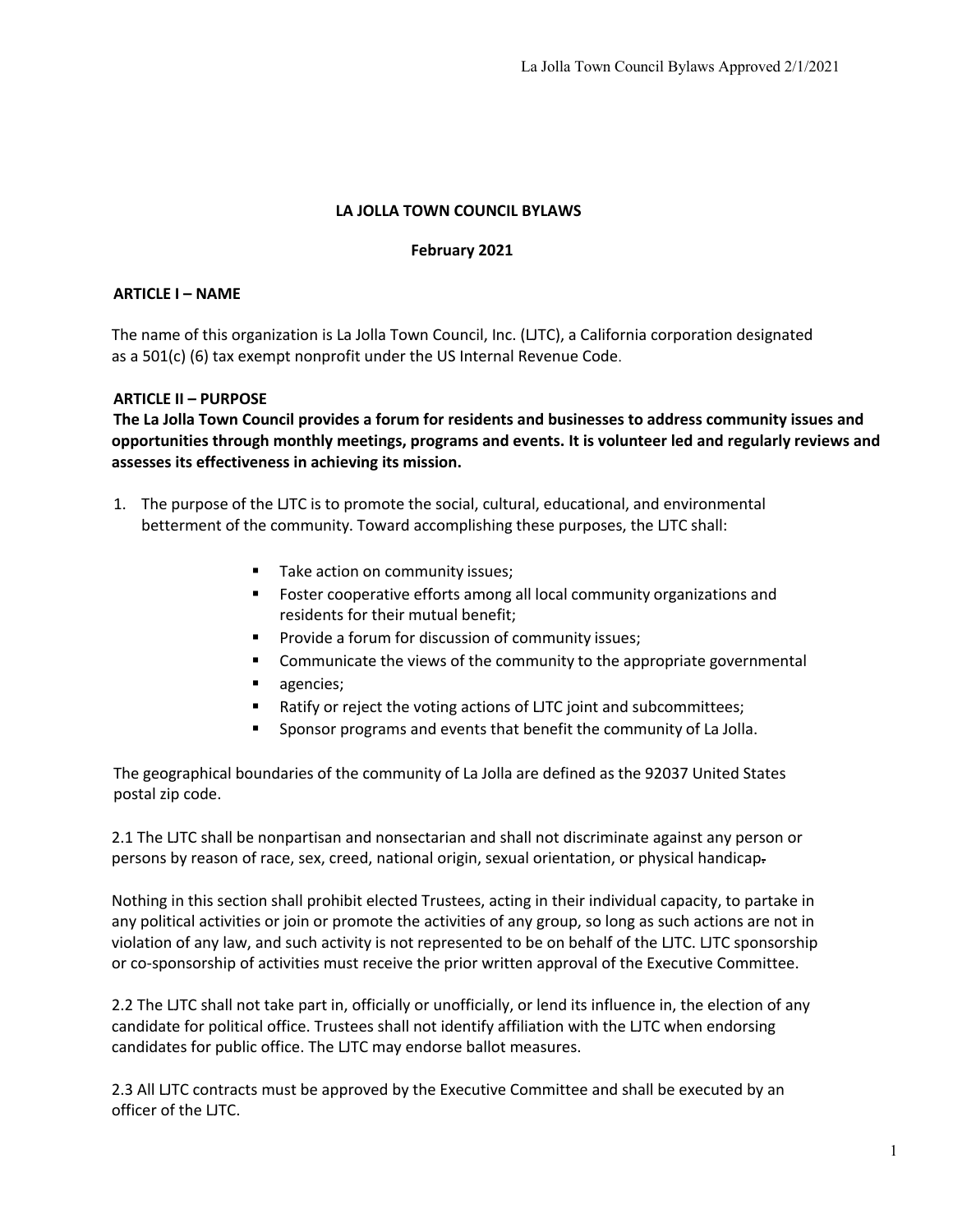# LA JOLLA TOWN COUNCIL BYLAWS

**February 2021**

## ARTICLE I – NAME

The name of this organization is La Jolla Town Council, Inc. (LJTC), a California corporation designated as a 501(c) (6) tax exempt nonprofit under the US Internal Revenue Code.

## ARTICLE II – PURPOSE

**The La Jolla Town Council provides a forum for residents and businesses to address community issues and opportunities through monthly meetings, programs and events. It is volunteer led and regularly reviews and assesses its effectiveness in achieving its mission.**

1. The purpose of the LJTC is to promote the social, cultural, educational, and environmental betterment of the community. Toward accomplishing these purposes, the LJTC shall:

   - Take action on community issues;
   - Foster cooperative efforts among all local community organizations and residents for their mutual benefit;
   - Provide a forum for discussion of community issues;
   - Communicate the views of the community to the appropriate governmental
   - agencies;
   - Ratify or reject the voting actions of LJTC joint and subcommittees;
   - Sponsor programs and events that benefit the community of La Jolla.

The geographical boundaries of the community of La Jolla are defined as the 92037 United States postal zip code.

2.1 The LJTC shall be nonpartisan and nonsectarian and shall not discriminate against any person or persons by reason of race, sex, creed, national origin, sexual orientation, or physical handicap.

Nothing in this section shall prohibit elected Trustees, acting in their individual capacity, to partake in any political activities or join or promote the activities of any group, so long as such actions are not in violation of any law, and such activity is not represented to be on behalf of the LJTC. LJTC sponsorship or co-sponsorship of activities must receive the prior written approval of the Executive Committee.

2.2 The LJTC shall not take part in, officially or unofficially, or lend its influence in, the election of any candidate for political office. Trustees shall not identify affiliation with the LJTC when endorsing candidates for public office. The LJTC may endorse ballot measures.

2.3 All LJTC contracts must be approved by the Executive Committee and shall be executed by an officer of the LJTC.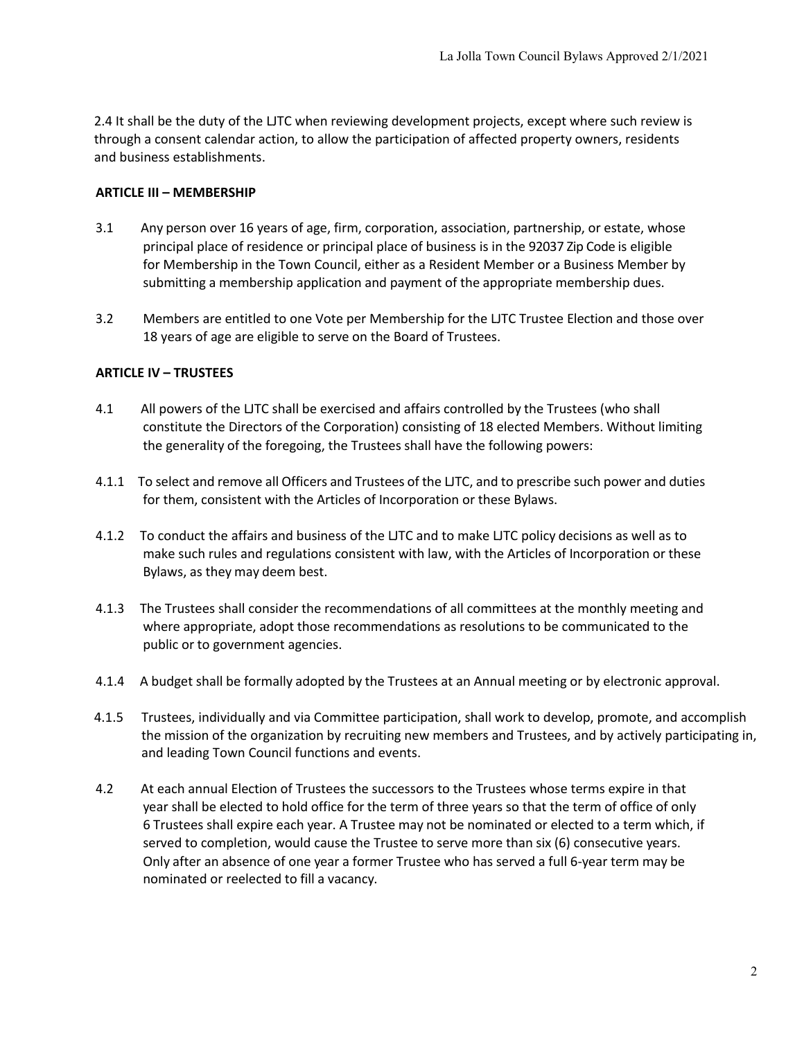2.4 It shall be the duty of the LJTC when reviewing development projects, except where such review is through a consent calendar action, to allow the participation of affected property owners, residents and business establishments.

## ARTICLE III – MEMBERSHIP

3.1 Any person over 16 years of age, firm, corporation, association, partnership, or estate, whose principal place of residence or principal place of business is in the 92037 Zip Code is eligible for Membership in the Town Council, either as a Resident Member or a Business Member by submitting a membership application and payment of the appropriate membership dues.

3.2 Members are entitled to one Vote per Membership for the LJTC Trustee Election and those over 18 years of age are eligible to serve on the Board of Trustees.

## ARTICLE IV – TRUSTEES

4.1 All powers of the LJTC shall be exercised and affairs controlled by the Trustees (who shall constitute the Directors of the Corporation) consisting of 18 elected Members. Without limiting the generality of the foregoing, the Trustees shall have the following powers:

4.1.1 To select and remove all Officers and Trustees of the LJTC, and to prescribe such power and duties for them, consistent with the Articles of Incorporation or these Bylaws.

4.1.2 To conduct the affairs and business of the LJTC and to make LJTC policy decisions as well as to make such rules and regulations consistent with law, with the Articles of Incorporation or these Bylaws, as they may deem best.

4.1.3 The Trustees shall consider the recommendations of all committees at the monthly meeting and where appropriate, adopt those recommendations as resolutions to be communicated to the public or to government agencies.

4.1.4 A budget shall be formally adopted by the Trustees at an Annual meeting or by electronic approval.

4.1.5 Trustees, individually and via Committee participation, shall work to develop, promote, and accomplish the mission of the organization by recruiting new members and Trustees, and by actively participating in, and leading Town Council functions and events.

4.2 At each annual Election of Trustees the successors to the Trustees whose terms expire in that year shall be elected to hold office for the term of three years so that the term of office of only 6 Trustees shall expire each year. A Trustee may not be nominated or elected to a term which, if served to completion, would cause the Trustee to serve more than six (6) consecutive years. Only after an absence of one year a former Trustee who has served a full 6-year term may be nominated or reelected to fill a vacancy.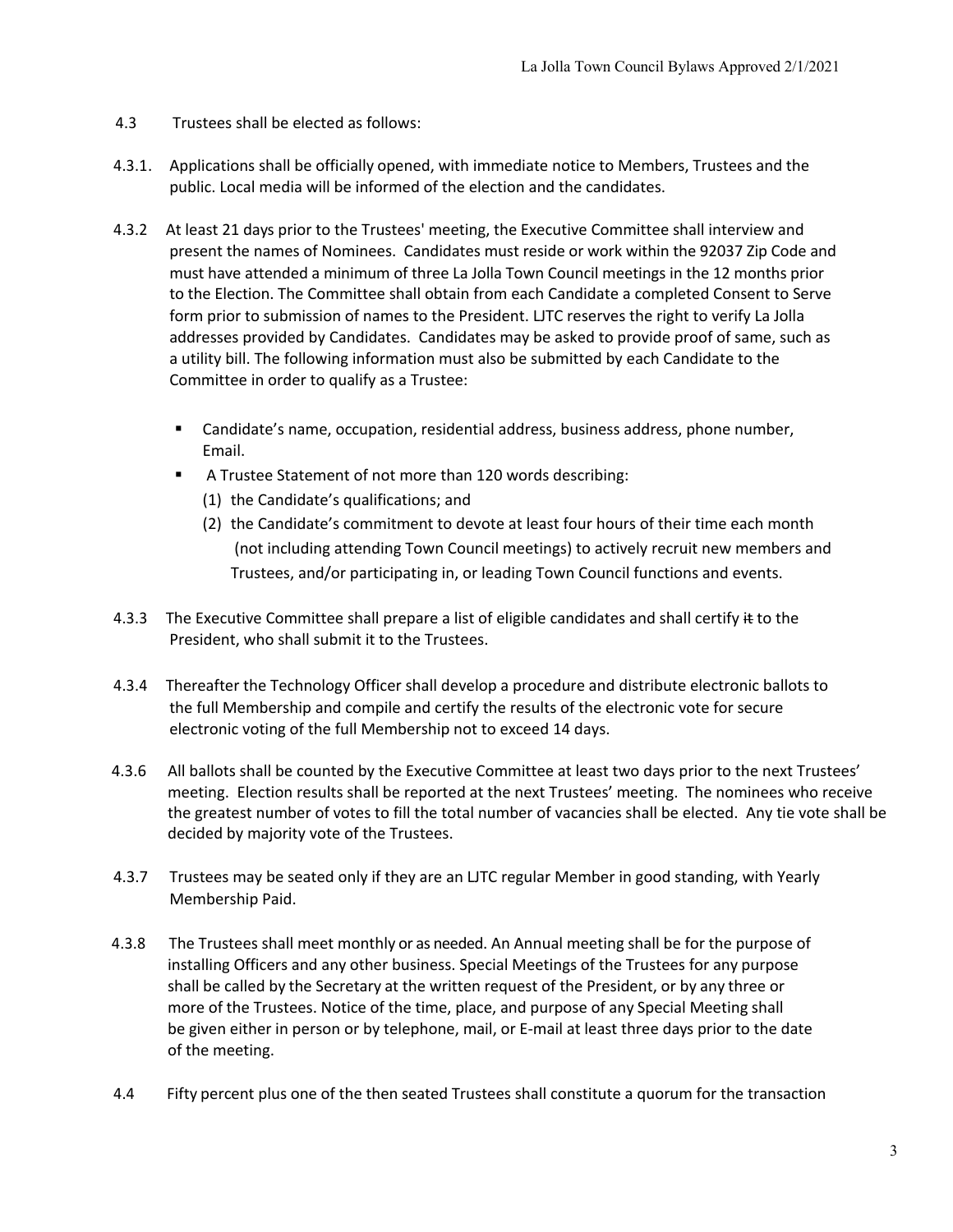4.3 Trustees shall be elected as follows:

4.3.1. Applications shall be officially opened, with immediate notice to Members, Trustees and the public. Local media will be informed of the election and the candidates.

4.3.2 At least 21 days prior to the Trustees' meeting, the Executive Committee shall interview and present the names of Nominees. Candidates must reside or work within the 92037 Zip Code and must have attended a minimum of three La Jolla Town Council meetings in the 12 months prior to the Election. The Committee shall obtain from each Candidate a completed Consent to Serve form prior to submission of names to the President. LJTC reserves the right to verify La Jolla addresses provided by Candidates. Candidates may be asked to provide proof of same, such as a utility bill. The following information must also be submitted by each Candidate to the Committee in order to qualify as a Trustee:

- Candidate's name, occupation, residential address, business address, phone number, Email.
- A Trustee Statement of not more than 120 words describing:
  - (1) the Candidate's qualifications; and
  - (2) the Candidate's commitment to devote at least four hours of their time each month (not including attending Town Council meetings) to actively recruit new members and Trustees, and/or participating in, or leading Town Council functions and events.

4.3.3 The Executive Committee shall prepare a list of eligible candidates and shall certify ~~it~~ to the President, who shall submit it to the Trustees.

4.3.4 Thereafter the Technology Officer shall develop a procedure and distribute electronic ballots to the full Membership and compile and certify the results of the electronic vote for secure electronic voting of the full Membership not to exceed 14 days.

4.3.6 All ballots shall be counted by the Executive Committee at least two days prior to the next Trustees' meeting. Election results shall be reported at the next Trustees' meeting. The nominees who receive the greatest number of votes to fill the total number of vacancies shall be elected. Any tie vote shall be decided by majority vote of the Trustees.

4.3.7 Trustees may be seated only if they are an LJTC regular Member in good standing, with Yearly Membership Paid.

4.3.8 The Trustees shall meet monthly or as needed. An Annual meeting shall be for the purpose of installing Officers and any other business. Special Meetings of the Trustees for any purpose shall be called by the Secretary at the written request of the President, or by any three or more of the Trustees. Notice of the time, place, and purpose of any Special Meeting shall be given either in person or by telephone, mail, or E-mail at least three days prior to the date of the meeting.

4.4 Fifty percent plus one of the then seated Trustees shall constitute a quorum for the transaction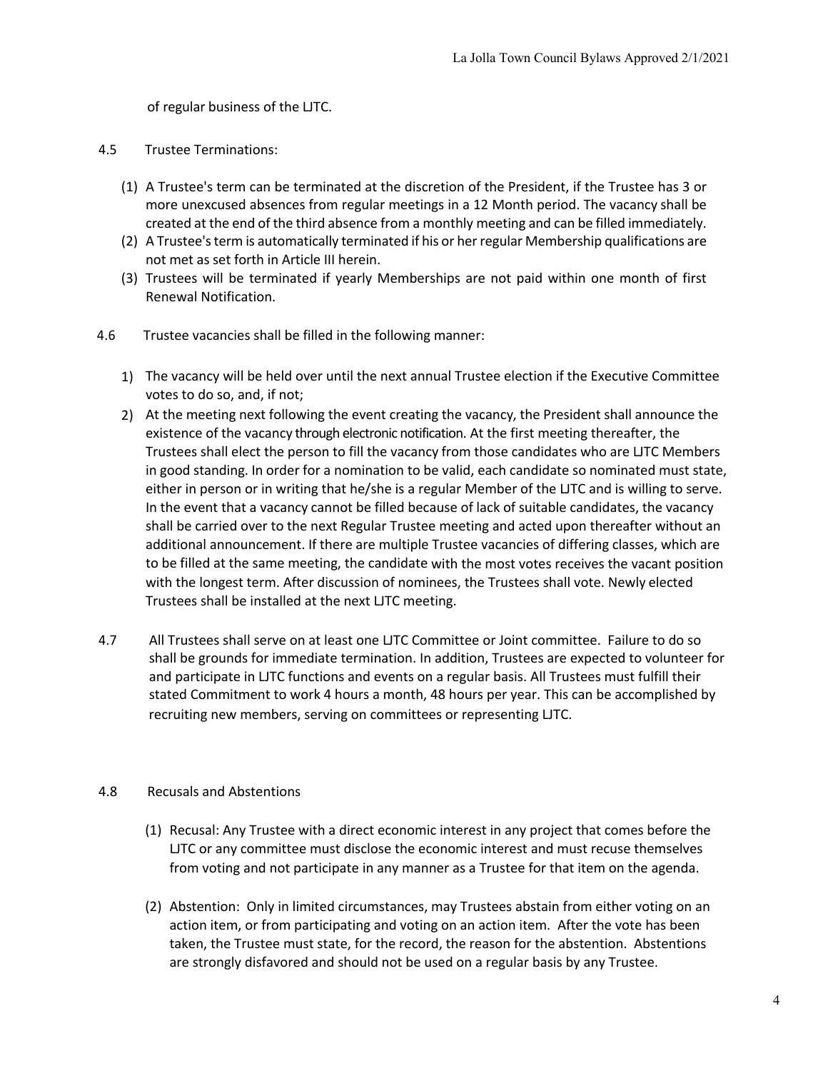of regular business of the LJTC.

4.5 Trustee Terminations:

(1) A Trustee's term can be terminated at the discretion of the President, if the Trustee has 3 or more unexcused absences from regular meetings in a 12 Month period. The vacancy shall be created at the end of the third absence from a monthly meeting and can be filled immediately.
(2) A Trustee's term is automatically terminated if his or her regular Membership qualifications are not met as set forth in Article III herein.
(3) Trustees will be terminated if yearly Memberships are not paid within one month of first Renewal Notification.

4.6 Trustee vacancies shall be filled in the following manner:

1) The vacancy will be held over until the next annual Trustee election if the Executive Committee votes to do so, and, if not;
2) At the meeting next following the event creating the vacancy, the President shall announce the existence of the vacancy through electronic notification. At the first meeting thereafter, the Trustees shall elect the person to fill the vacancy from those candidates who are LJTC Members in good standing. In order for a nomination to be valid, each candidate so nominated must state, either in person or in writing that he/she is a regular Member of the LJTC and is willing to serve. In the event that a vacancy cannot be filled because of lack of suitable candidates, the vacancy shall be carried over to the next Regular Trustee meeting and acted upon thereafter without an additional announcement. If there are multiple Trustee vacancies of differing classes, which are to be filled at the same meeting, the candidate with the most votes receives the vacant position with the longest term. After discussion of nominees, the Trustees shall vote. Newly elected Trustees shall be installed at the next LJTC meeting.

4.7 All Trustees shall serve on at least one LJTC Committee or Joint committee. Failure to do so shall be grounds for immediate termination. In addition, Trustees are expected to volunteer for and participate in LJTC functions and events on a regular basis. All Trustees must fulfill their stated Commitment to work 4 hours a month, 48 hours per year. This can be accomplished by recruiting new members, serving on committees or representing LJTC.

4.8 Recusals and Abstentions

(1) Recusal: Any Trustee with a direct economic interest in any project that comes before the LJTC or any committee must disclose the economic interest and must recuse themselves from voting and not participate in any manner as a Trustee for that item on the agenda.

(2) Abstention: Only in limited circumstances, may Trustees abstain from either voting on an action item, or from participating and voting on an action item. After the vote has been taken, the Trustee must state, for the record, the reason for the abstention. Abstentions are strongly disfavored and should not be used on a regular basis by any Trustee.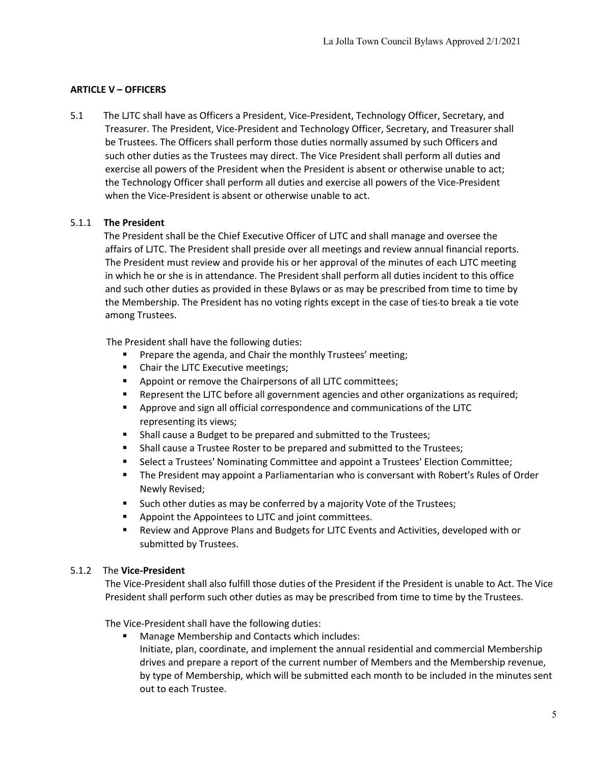## ARTICLE V – OFFICERS

5.1 The LJTC shall have as Officers a President, Vice-President, Technology Officer, Secretary, and Treasurer. The President, Vice-President and Technology Officer, Secretary, and Treasurer shall be Trustees. The Officers shall perform those duties normally assumed by such Officers and such other duties as the Trustees may direct. The Vice President shall perform all duties and exercise all powers of the President when the President is absent or otherwise unable to act; the Technology Officer shall perform all duties and exercise all powers of the Vice-President when the Vice-President is absent or otherwise unable to act.

### 5.1.1 The President

The President shall be the Chief Executive Officer of LJTC and shall manage and oversee the affairs of LJTC. The President shall preside over all meetings and review annual financial reports. The President must review and provide his or her approval of the minutes of each LJTC meeting in which he or she is in attendance. The President shall perform all duties incident to this office and such other duties as provided in these Bylaws or as may be prescribed from time to time by the Membership. The President has no voting rights except in the case of ties to break a tie vote among Trustees.

The President shall have the following duties:

- Prepare the agenda, and Chair the monthly Trustees' meeting;
- Chair the LJTC Executive meetings;
- Appoint or remove the Chairpersons of all LJTC committees;
- Represent the LJTC before all government agencies and other organizations as required;
- Approve and sign all official correspondence and communications of the LJTC representing its views;
- Shall cause a Budget to be prepared and submitted to the Trustees;
- Shall cause a Trustee Roster to be prepared and submitted to the Trustees;
- Select a Trustees' Nominating Committee and appoint a Trustees' Election Committee;
- The President may appoint a Parliamentarian who is conversant with Robert's Rules of Order Newly Revised;
- Such other duties as may be conferred by a majority Vote of the Trustees;
- Appoint the Appointees to LJTC and joint committees.
- Review and Approve Plans and Budgets for LJTC Events and Activities, developed with or submitted by Trustees.

### 5.1.2 The Vice-President

The Vice-President shall also fulfill those duties of the President if the President is unable to Act. The Vice President shall perform such other duties as may be prescribed from time to time by the Trustees.

The Vice-President shall have the following duties:

- Manage Membership and Contacts which includes:
  Initiate, plan, coordinate, and implement the annual residential and commercial Membership drives and prepare a report of the current number of Members and the Membership revenue, by type of Membership, which will be submitted each month to be included in the minutes sent out to each Trustee.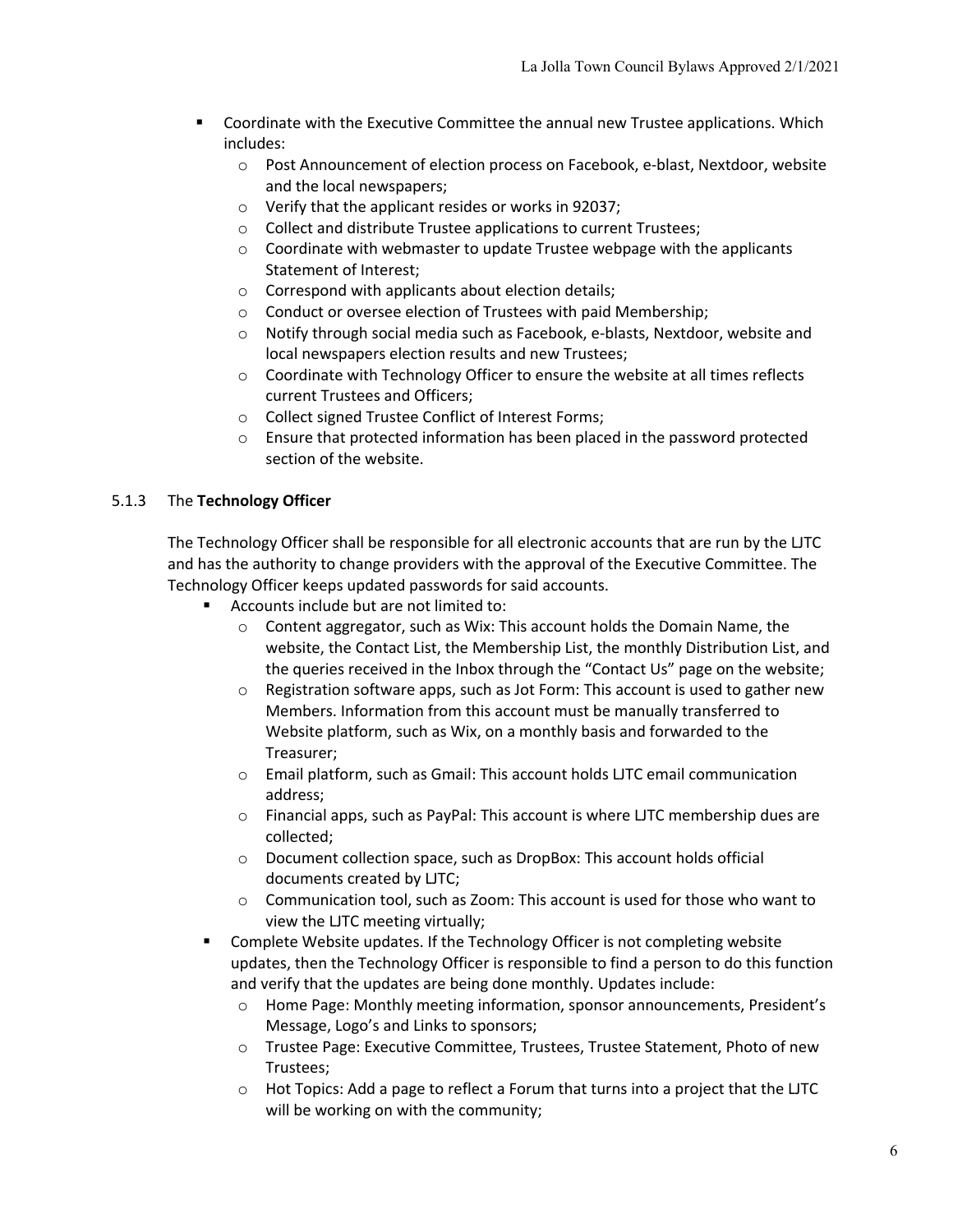- Coordinate with the Executive Committee the annual new Trustee applications. Which includes:
  - Post Announcement of election process on Facebook, e-blast, Nextdoor, website and the local newspapers;
  - Verify that the applicant resides or works in 92037;
  - Collect and distribute Trustee applications to current Trustees;
  - Coordinate with webmaster to update Trustee webpage with the applicants Statement of Interest;
  - Correspond with applicants about election details;
  - Conduct or oversee election of Trustees with paid Membership;
  - Notify through social media such as Facebook, e-blasts, Nextdoor, website and local newspapers election results and new Trustees;
  - Coordinate with Technology Officer to ensure the website at all times reflects current Trustees and Officers;
  - Collect signed Trustee Conflict of Interest Forms;
  - Ensure that protected information has been placed in the password protected section of the website.

### 5.1.3 The **Technology Officer**

The Technology Officer shall be responsible for all electronic accounts that are run by the LJTC and has the authority to change providers with the approval of the Executive Committee. The Technology Officer keeps updated passwords for said accounts.

- Accounts include but are not limited to:
  - Content aggregator, such as Wix: This account holds the Domain Name, the website, the Contact List, the Membership List, the monthly Distribution List, and the queries received in the Inbox through the "Contact Us" page on the website;
  - Registration software apps, such as Jot Form: This account is used to gather new Members. Information from this account must be manually transferred to Website platform, such as Wix, on a monthly basis and forwarded to the Treasurer;
  - Email platform, such as Gmail: This account holds LJTC email communication address;
  - Financial apps, such as PayPal: This account is where LJTC membership dues are collected;
  - Document collection space, such as DropBox: This account holds official documents created by LJTC;
  - Communication tool, such as Zoom: This account is used for those who want to view the LJTC meeting virtually;
- Complete Website updates. If the Technology Officer is not completing website updates, then the Technology Officer is responsible to find a person to do this function and verify that the updates are being done monthly. Updates include:
  - Home Page: Monthly meeting information, sponsor announcements, President's Message, Logo's and Links to sponsors;
  - Trustee Page: Executive Committee, Trustees, Trustee Statement, Photo of new Trustees;
  - Hot Topics: Add a page to reflect a Forum that turns into a project that the LJTC will be working on with the community;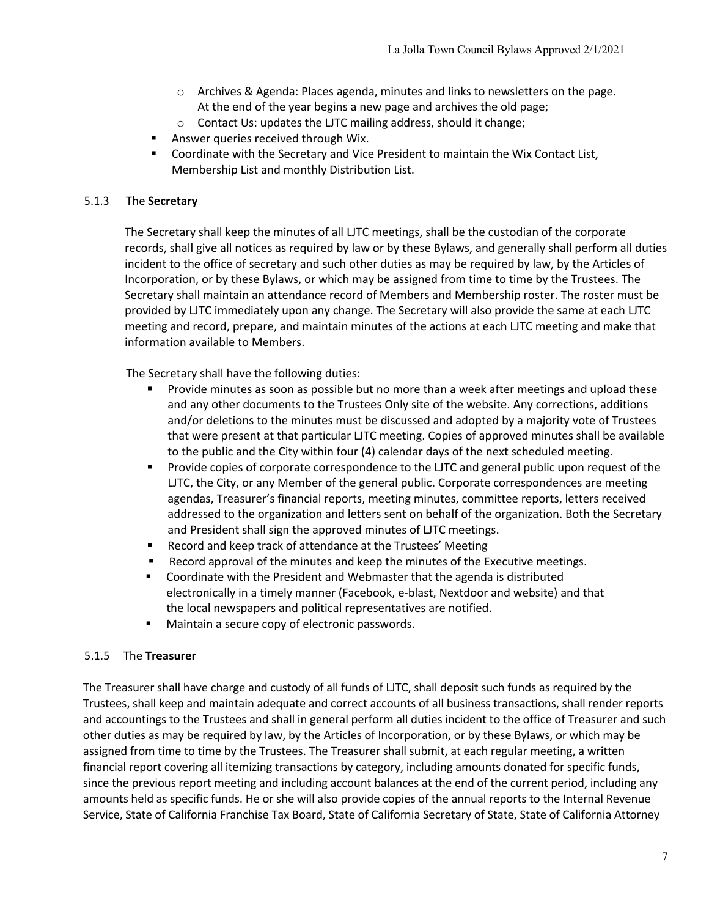- Archives & Agenda: Places agenda, minutes and links to newsletters on the page. At the end of the year begins a new page and archives the old page;
- Contact Us: updates the LJTC mailing address, should it change;

- Answer queries received through Wix.
- Coordinate with the Secretary and Vice President to maintain the Wix Contact List, Membership List and monthly Distribution List.

### 5.1.3 The **Secretary**

The Secretary shall keep the minutes of all LJTC meetings, shall be the custodian of the corporate records, shall give all notices as required by law or by these Bylaws, and generally shall perform all duties incident to the office of secretary and such other duties as may be required by law, by the Articles of Incorporation, or by these Bylaws, or which may be assigned from time to time by the Trustees. The Secretary shall maintain an attendance record of Members and Membership roster. The roster must be provided by LJTC immediately upon any change. The Secretary will also provide the same at each LJTC meeting and record, prepare, and maintain minutes of the actions at each LJTC meeting and make that information available to Members.

The Secretary shall have the following duties:

- Provide minutes as soon as possible but no more than a week after meetings and upload these and any other documents to the Trustees Only site of the website. Any corrections, additions and/or deletions to the minutes must be discussed and adopted by a majority vote of Trustees that were present at that particular LJTC meeting. Copies of approved minutes shall be available to the public and the City within four (4) calendar days of the next scheduled meeting.
- Provide copies of corporate correspondence to the LJTC and general public upon request of the LJTC, the City, or any Member of the general public. Corporate correspondences are meeting agendas, Treasurer's financial reports, meeting minutes, committee reports, letters received addressed to the organization and letters sent on behalf of the organization. Both the Secretary and President shall sign the approved minutes of LJTC meetings.
- Record and keep track of attendance at the Trustees' Meeting
- Record approval of the minutes and keep the minutes of the Executive meetings.
- Coordinate with the President and Webmaster that the agenda is distributed electronically in a timely manner (Facebook, e-blast, Nextdoor and website) and that the local newspapers and political representatives are notified.
- Maintain a secure copy of electronic passwords.

### 5.1.5 The **Treasurer**

The Treasurer shall have charge and custody of all funds of LJTC, shall deposit such funds as required by the Trustees, shall keep and maintain adequate and correct accounts of all business transactions, shall render reports and accountings to the Trustees and shall in general perform all duties incident to the office of Treasurer and such other duties as may be required by law, by the Articles of Incorporation, or by these Bylaws, or which may be assigned from time to time by the Trustees. The Treasurer shall submit, at each regular meeting, a written financial report covering all itemizing transactions by category, including amounts donated for specific funds, since the previous report meeting and including account balances at the end of the current period, including any amounts held as specific funds. He or she will also provide copies of the annual reports to the Internal Revenue Service, State of California Franchise Tax Board, State of California Secretary of State, State of California Attorney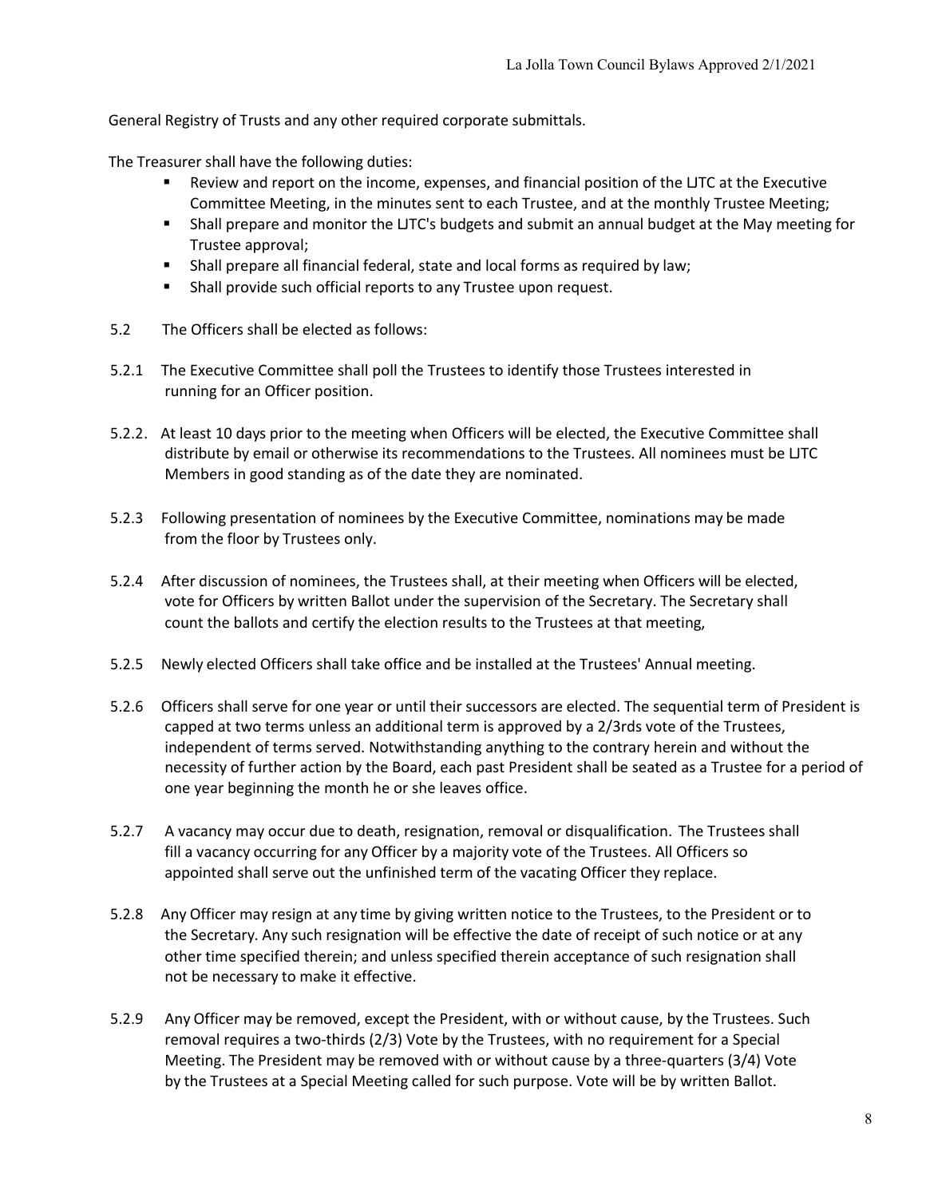General Registry of Trusts and any other required corporate submittals.

The Treasurer shall have the following duties:

- Review and report on the income, expenses, and financial position of the LJTC at the Executive Committee Meeting, in the minutes sent to each Trustee, and at the monthly Trustee Meeting;
- Shall prepare and monitor the LJTC's budgets and submit an annual budget at the May meeting for Trustee approval;
- Shall prepare all financial federal, state and local forms as required by law;
- Shall provide such official reports to any Trustee upon request.

5.2 The Officers shall be elected as follows:

5.2.1 The Executive Committee shall poll the Trustees to identify those Trustees interested in running for an Officer position.

5.2.2. At least 10 days prior to the meeting when Officers will be elected, the Executive Committee shall distribute by email or otherwise its recommendations to the Trustees. All nominees must be LJTC Members in good standing as of the date they are nominated.

5.2.3 Following presentation of nominees by the Executive Committee, nominations may be made from the floor by Trustees only.

5.2.4 After discussion of nominees, the Trustees shall, at their meeting when Officers will be elected, vote for Officers by written Ballot under the supervision of the Secretary. The Secretary shall count the ballots and certify the election results to the Trustees at that meeting,

5.2.5 Newly elected Officers shall take office and be installed at the Trustees' Annual meeting.

5.2.6 Officers shall serve for one year or until their successors are elected. The sequential term of President is capped at two terms unless an additional term is approved by a 2/3rds vote of the Trustees, independent of terms served. Notwithstanding anything to the contrary herein and without the necessity of further action by the Board, each past President shall be seated as a Trustee for a period of one year beginning the month he or she leaves office.

5.2.7 A vacancy may occur due to death, resignation, removal or disqualification. The Trustees shall fill a vacancy occurring for any Officer by a majority vote of the Trustees. All Officers so appointed shall serve out the unfinished term of the vacating Officer they replace.

5.2.8 Any Officer may resign at any time by giving written notice to the Trustees, to the President or to the Secretary. Any such resignation will be effective the date of receipt of such notice or at any other time specified therein; and unless specified therein acceptance of such resignation shall not be necessary to make it effective.

5.2.9 Any Officer may be removed, except the President, with or without cause, by the Trustees. Such removal requires a two-thirds (2/3) Vote by the Trustees, with no requirement for a Special Meeting. The President may be removed with or without cause by a three-quarters (3/4) Vote by the Trustees at a Special Meeting called for such purpose. Vote will be by written Ballot.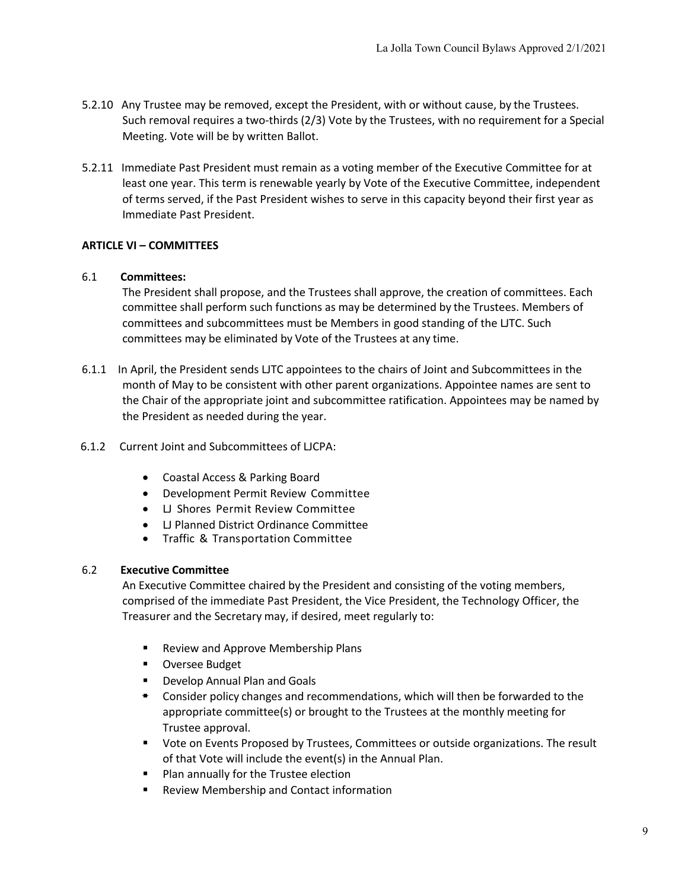5.2.10 Any Trustee may be removed, except the President, with or without cause, by the Trustees. Such removal requires a two-thirds (2/3) Vote by the Trustees, with no requirement for a Special Meeting. Vote will be by written Ballot.

5.2.11 Immediate Past President must remain as a voting member of the Executive Committee for at least one year. This term is renewable yearly by Vote of the Executive Committee, independent of terms served, if the Past President wishes to serve in this capacity beyond their first year as Immediate Past President.

## ARTICLE VI – COMMITTEES

### 6.1 Committees:

The President shall propose, and the Trustees shall approve, the creation of committees. Each committee shall perform such functions as may be determined by the Trustees. Members of committees and subcommittees must be Members in good standing of the LJTC. Such committees may be eliminated by Vote of the Trustees at any time.

6.1.1 In April, the President sends LJTC appointees to the chairs of Joint and Subcommittees in the month of May to be consistent with other parent organizations. Appointee names are sent to the Chair of the appropriate joint and subcommittee ratification. Appointees may be named by the President as needed during the year.

6.1.2 Current Joint and Subcommittees of LJCPA:

- Coastal Access & Parking Board
- Development Permit Review Committee
- LJ Shores Permit Review Committee
- LJ Planned District Ordinance Committee
- Traffic & Transportation Committee

### 6.2 Executive Committee

An Executive Committee chaired by the President and consisting of the voting members, comprised of the immediate Past President, the Vice President, the Technology Officer, the Treasurer and the Secretary may, if desired, meet regularly to:

- Review and Approve Membership Plans
- Oversee Budget
- Develop Annual Plan and Goals
- Consider policy changes and recommendations, which will then be forwarded to the appropriate committee(s) or brought to the Trustees at the monthly meeting for Trustee approval.
- Vote on Events Proposed by Trustees, Committees or outside organizations. The result of that Vote will include the event(s) in the Annual Plan.
- Plan annually for the Trustee election
- Review Membership and Contact information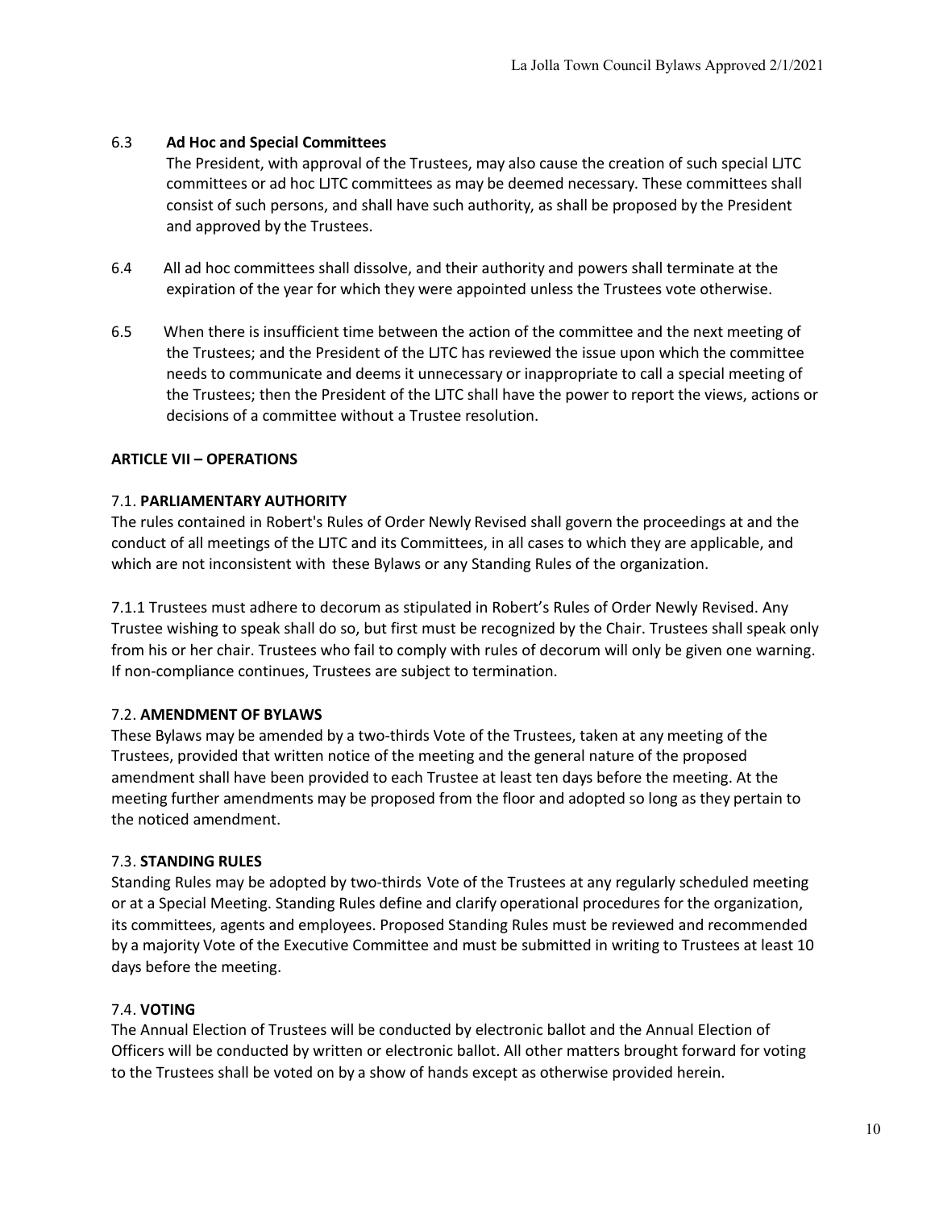6.3 **Ad Hoc and Special Committees**

The President, with approval of the Trustees, may also cause the creation of such special LJTC committees or ad hoc LJTC committees as may be deemed necessary. These committees shall consist of such persons, and shall have such authority, as shall be proposed by the President and approved by the Trustees.

6.4 All ad hoc committees shall dissolve, and their authority and powers shall terminate at the expiration of the year for which they were appointed unless the Trustees vote otherwise.

6.5 When there is insufficient time between the action of the committee and the next meeting of the Trustees; and the President of the LJTC has reviewed the issue upon which the committee needs to communicate and deems it unnecessary or inappropriate to call a special meeting of the Trustees; then the President of the LJTC shall have the power to report the views, actions or decisions of a committee without a Trustee resolution.

## ARTICLE VII – OPERATIONS

### 7.1. PARLIAMENTARY AUTHORITY

The rules contained in Robert's Rules of Order Newly Revised shall govern the proceedings at and the conduct of all meetings of the LJTC and its Committees, in all cases to which they are applicable, and which are not inconsistent with these Bylaws or any Standing Rules of the organization.

7.1.1 Trustees must adhere to decorum as stipulated in Robert's Rules of Order Newly Revised. Any Trustee wishing to speak shall do so, but first must be recognized by the Chair. Trustees shall speak only from his or her chair. Trustees who fail to comply with rules of decorum will only be given one warning. If non-compliance continues, Trustees are subject to termination.

### 7.2. AMENDMENT OF BYLAWS

These Bylaws may be amended by a two-thirds Vote of the Trustees, taken at any meeting of the Trustees, provided that written notice of the meeting and the general nature of the proposed amendment shall have been provided to each Trustee at least ten days before the meeting. At the meeting further amendments may be proposed from the floor and adopted so long as they pertain to the noticed amendment.

### 7.3. STANDING RULES

Standing Rules may be adopted by two-thirds Vote of the Trustees at any regularly scheduled meeting or at a Special Meeting. Standing Rules define and clarify operational procedures for the organization, its committees, agents and employees. Proposed Standing Rules must be reviewed and recommended by a majority Vote of the Executive Committee and must be submitted in writing to Trustees at least 10 days before the meeting.

### 7.4. VOTING

The Annual Election of Trustees will be conducted by electronic ballot and the Annual Election of Officers will be conducted by written or electronic ballot. All other matters brought forward for voting to the Trustees shall be voted on by a show of hands except as otherwise provided herein.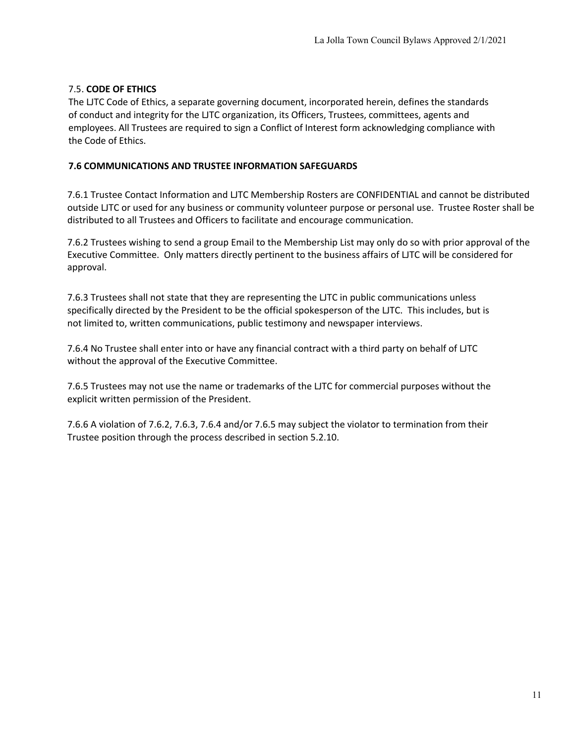### 7.5. **CODE OF ETHICS**

The LJTC Code of Ethics, a separate governing document, incorporated herein, defines the standards of conduct and integrity for the LJTC organization, its Officers, Trustees, committees, agents and employees. All Trustees are required to sign a Conflict of Interest form acknowledging compliance with the Code of Ethics.

### 7.6 COMMUNICATIONS AND TRUSTEE INFORMATION SAFEGUARDS

7.6.1 Trustee Contact Information and LJTC Membership Rosters are CONFIDENTIAL and cannot be distributed outside LJTC or used for any business or community volunteer purpose or personal use. Trustee Roster shall be distributed to all Trustees and Officers to facilitate and encourage communication.

7.6.2 Trustees wishing to send a group Email to the Membership List may only do so with prior approval of the Executive Committee. Only matters directly pertinent to the business affairs of LJTC will be considered for approval.

7.6.3 Trustees shall not state that they are representing the LJTC in public communications unless specifically directed by the President to be the official spokesperson of the LJTC. This includes, but is not limited to, written communications, public testimony and newspaper interviews.

7.6.4 No Trustee shall enter into or have any financial contract with a third party on behalf of LJTC without the approval of the Executive Committee.

7.6.5 Trustees may not use the name or trademarks of the LJTC for commercial purposes without the explicit written permission of the President.

7.6.6 A violation of 7.6.2, 7.6.3, 7.6.4 and/or 7.6.5 may subject the violator to termination from their Trustee position through the process described in section 5.2.10.